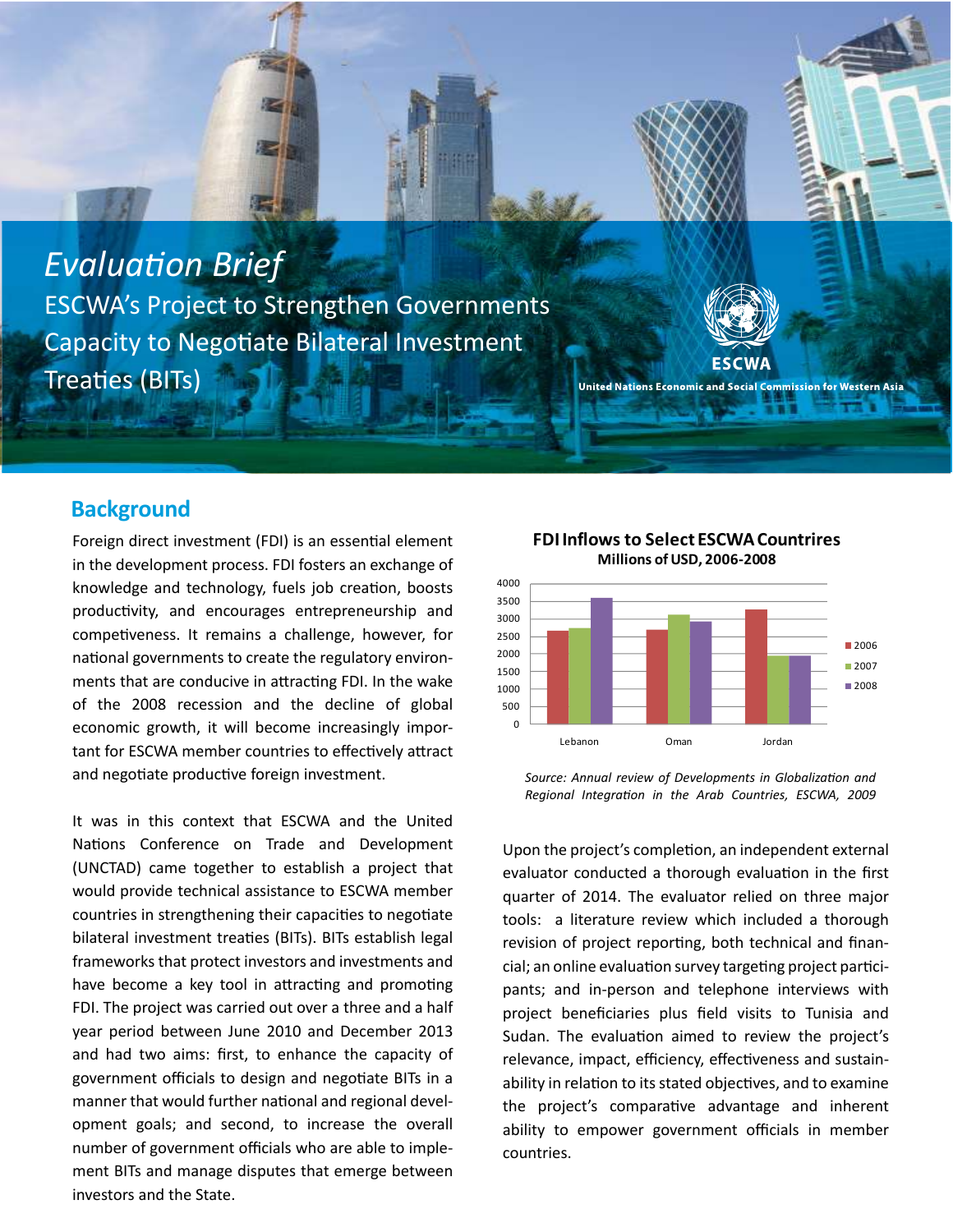# *Evaluation Brief*

ESCWA's Project to Strengthen Governments Capacity to Negotiate Bilateral Investment Treaties (BITs)

ESCWA

United Nations Economic and Social Commission for Western Asia

## Background

Foreign direct investment (FDI) is an essential element in the development process. FDI fosters an exchange of knowledge and technology, fuels job creation, boosts productivity, and encourages entrepreneurship and competiveness. It remains a challenge, however, for national governments to create the regulatory environments that are conducive in attracting FDI. In the wake of the 2008 recession and the decline of global economic growth, it will become increasingly important for ESCWA member countries to effectively attract and negotiate productive foreign investment.

It was in this context that ESCWA and the United Nations Conference on Trade and Development (UNCTAD) came together to establish a project that would provide technical assistance to ESCWA member countries in strengthening their capacities to negotiate bilateral investment treaties (BITs). BITs establish legal frameworks that protect investors and investments and have become a key tool in attracting and promoting FDI. The project was carried out over a three and a half year period between June 2010 and December 2013 and had two aims: first, to enhance the capacity of government officials to design and negotiate BITs in a manner that would further national and regional development goals; and second, to increase the overall number of government officials who are able to implement BITs and manage disputes that emerge between investors and the State.

**FDI Inflows to Select ESCWA Countrires**
**Millions of USD, 2006-2008**

| | 2006 | 2007 | 2008 |
|---|---|---|---|
| Lebanon | ~2650 | ~2750 | ~3600 |
| Oman | ~2700 | ~3100 | ~2950 |
| Jordan | ~3250 | ~1950 | ~1950 |

*Source: Annual review of Developments in Globalization and Regional Integration in the Arab Countries, ESCWA, 2009*

Upon the project's completion, an independent external evaluator conducted a thorough evaluation in the first quarter of 2014. The evaluator relied on three major tools: a literature review which included a thorough revision of project reporting, both technical and financial; an online evaluation survey targeting project participants; and in-person and telephone interviews with project beneficiaries plus field visits to Tunisia and Sudan. The evaluation aimed to review the project's relevance, impact, efficiency, effectiveness and sustainability in relation to its stated objectives, and to examine the project's comparative advantage and inherent ability to empower government officials in member countries.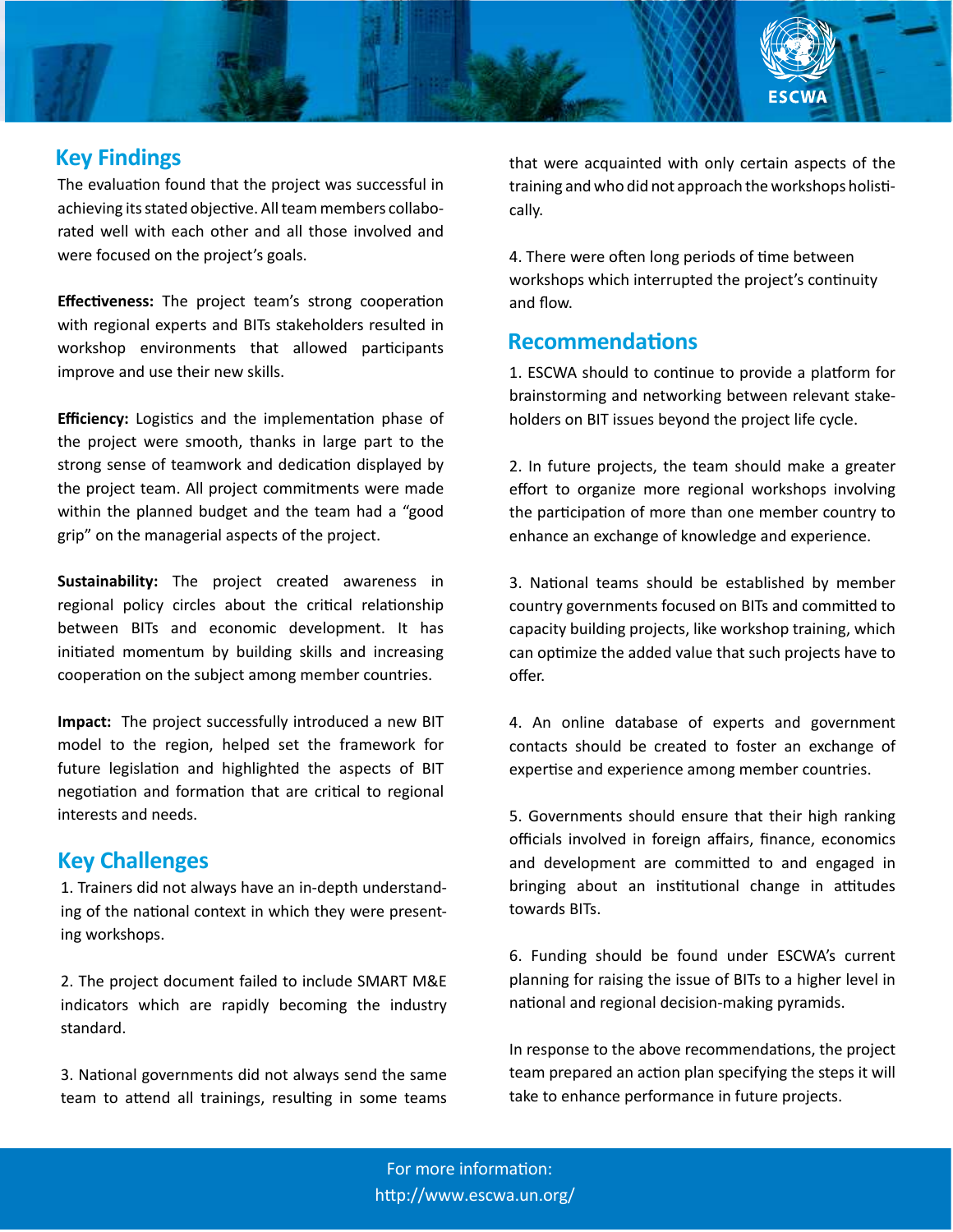## Key Findings

The evaluation found that the project was successful in achieving its stated objective. All team members collaborated well with each other and all those involved and were focused on the project's goals.

**Effectiveness:** The project team's strong cooperation with regional experts and BITs stakeholders resulted in workshop environments that allowed participants improve and use their new skills.

**Efficiency:** Logistics and the implementation phase of the project were smooth, thanks in large part to the strong sense of teamwork and dedication displayed by the project team. All project commitments were made within the planned budget and the team had a "good grip" on the managerial aspects of the project.

**Sustainability:** The project created awareness in regional policy circles about the critical relationship between BITs and economic development. It has initiated momentum by building skills and increasing cooperation on the subject among member countries.

**Impact:** The project successfully introduced a new BIT model to the region, helped set the framework for future legislation and highlighted the aspects of BIT negotiation and formation that are critical to regional interests and needs.

## Key Challenges

1. Trainers did not always have an in-depth understanding of the national context in which they were presenting workshops.

2. The project document failed to include SMART M&E indicators which are rapidly becoming the industry standard.

3. National governments did not always send the same team to attend all trainings, resulting in some teams that were acquainted with only certain aspects of the training and who did not approach the workshops holistically.

4. There were often long periods of time between workshops which interrupted the project's continuity and flow.

## Recommendations

1. ESCWA should to continue to provide a platform for brainstorming and networking between relevant stakeholders on BIT issues beyond the project life cycle.

2. In future projects, the team should make a greater effort to organize more regional workshops involving the participation of more than one member country to enhance an exchange of knowledge and experience.

3. National teams should be established by member country governments focused on BITs and committed to capacity building projects, like workshop training, which can optimize the added value that such projects have to offer.

4. An online database of experts and government contacts should be created to foster an exchange of expertise and experience among member countries.

5. Governments should ensure that their high ranking officials involved in foreign affairs, finance, economics and development are committed to and engaged in bringing about an institutional change in attitudes towards BITs.

6. Funding should be found under ESCWA's current planning for raising the issue of BITs to a higher level in national and regional decision-making pyramids.

In response to the above recommendations, the project team prepared an action plan specifying the steps it will take to enhance performance in future projects.

For more information:
http://www.escwa.un.org/